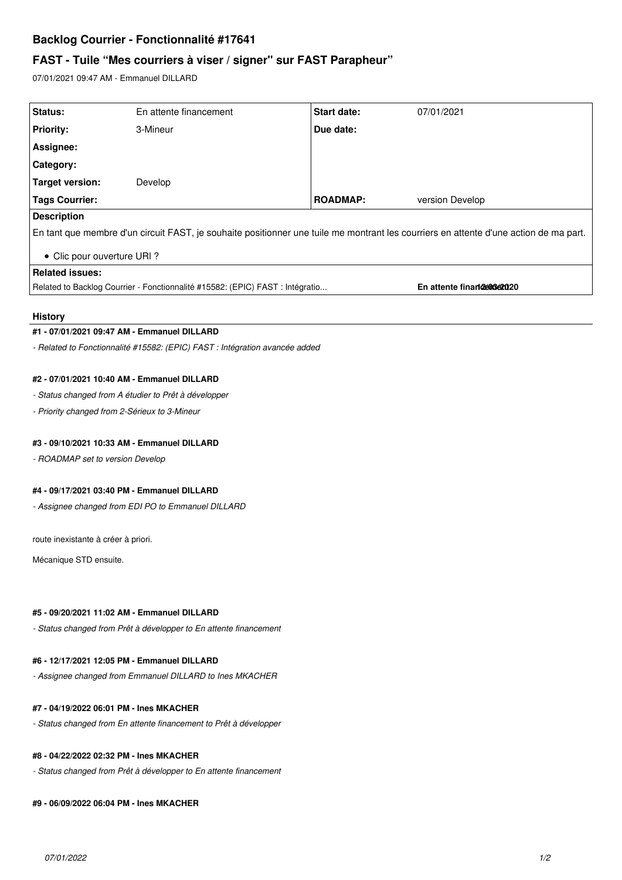# Backlog Courrier - Fonctionnalité #17641

## FAST - Tuile “Mes courriers à viser / signer" sur FAST Parapheur”

07/01/2021 09:47 AM - Emmanuel DILLARD

| Status: | En attente financement | Start date: | 07/01/2021 |
|---|---|---|---|
| Priority: | 3-Mineur | Due date: | |
| Assignee: | | | |
| Category: | | | |
| Target version: | Develop | | |
| Tags Courrier: | | ROADMAP: | version Develop |

**Description**

En tant que membre d'un circuit FAST, je souhaite positionner une tuile me montrant les courriers en attente d'une action de ma part.

- Clic pour ouverture URI ?

**Related issues:**

Related to Backlog Courrier - Fonctionnalité #15582: (EPIC) FAST : Intégratio... **En attente financement** **12/03/2020**

### History

#### #1 - 07/01/2021 09:47 AM - Emmanuel DILLARD

*- Related to Fonctionnalité #15582: (EPIC) FAST : Intégration avancée added*

#### #2 - 07/01/2021 10:40 AM - Emmanuel DILLARD

*- Status changed from A étudier to Prêt à développer*

*- Priority changed from 2-Sérieux to 3-Mineur*

#### #3 - 09/10/2021 10:33 AM - Emmanuel DILLARD

*- ROADMAP set to version Develop*

#### #4 - 09/17/2021 03:40 PM - Emmanuel DILLARD

*- Assignee changed from EDI PO to Emmanuel DILLARD*

route inexistante à créer à priori.

Mécanique STD ensuite.

#### #5 - 09/20/2021 11:02 AM - Emmanuel DILLARD

*- Status changed from Prêt à développer to En attente financement*

#### #6 - 12/17/2021 12:05 PM - Emmanuel DILLARD

*- Assignee changed from Emmanuel DILLARD to Ines MKACHER*

#### #7 - 04/19/2022 06:01 PM - Ines MKACHER

*- Status changed from En attente financement to Prêt à développer*

#### #8 - 04/22/2022 02:32 PM - Ines MKACHER

*- Status changed from Prêt à développer to En attente financement*

#### #9 - 06/09/2022 06:04 PM - Ines MKACHER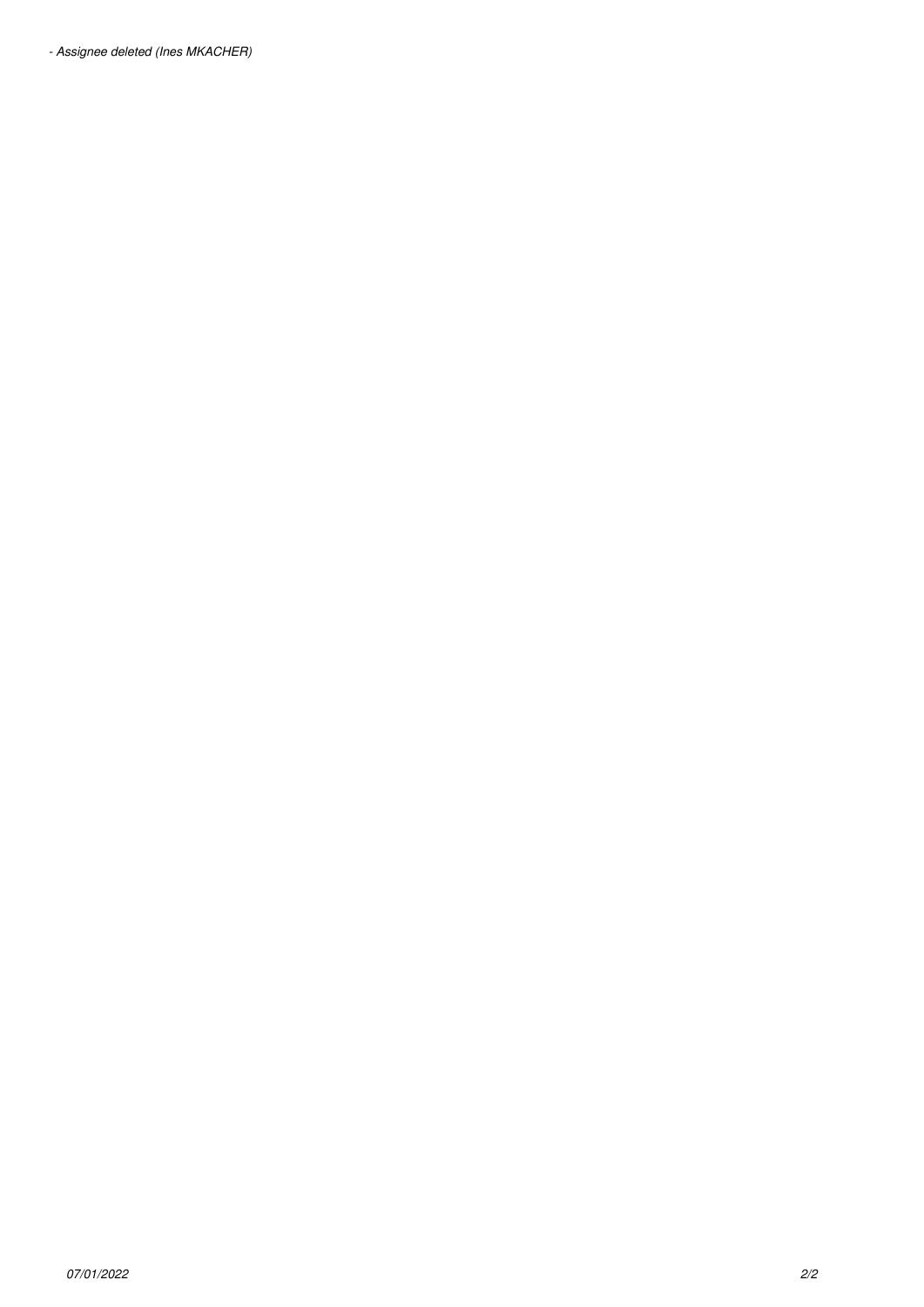*- Assignee deleted (Ines MKACHER)*